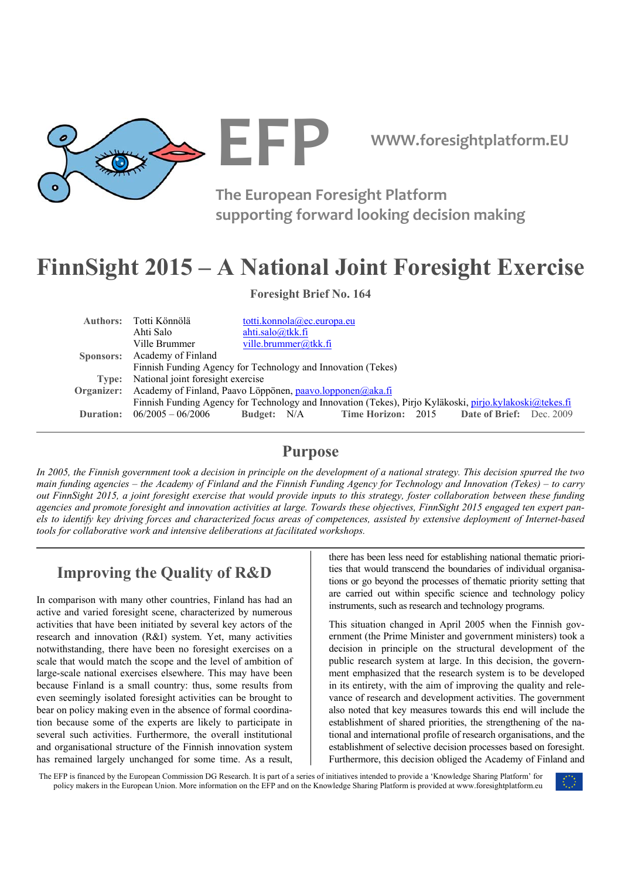EFP

WWW.foresightplatform.EU

The European Foresight Platform
supporting forward looking decision making

# FinnSight 2015 – A National Joint Foresight Exercise

**Foresight Brief No. 164**

| | | | | | | | | |
|---|---|---|---|---|---|---|---|---|
| **Authors:** | Totti Könnölä | totti.konnola@ec.europa.eu | | | | | | |
| | Ahti Salo | ahti.salo@tkk.fi | | | | | | |
| | Ville Brummer | ville.brummer@tkk.fi | | | | | | |
| **Sponsors:** | Academy of Finland | | | | | | | |
| | Finnish Funding Agency for Technology and Innovation (Tekes) | | | | | | | |
| **Type:** | National joint foresight exercise | | | | | | | |
| **Organizer:** | Academy of Finland, Paavo Löppönen, paavo.lopponen@aka.fi | | | | | | | |
| | Finnish Funding Agency for Technology and Innovation (Tekes), Pirjo Kyläkoski, pirjo.kylakoski@tekes.fi | | | | | | | |
| **Duration:** | 06/2005 – 06/2006 | **Budget:** | N/A | **Time Horizon:** | 2015 | **Date of Brief:** | Dec. 2009 | |

## Purpose

*In 2005, the Finnish government took a decision in principle on the development of a national strategy. This decision spurred the two main funding agencies – the Academy of Finland and the Finnish Funding Agency for Technology and Innovation (Tekes) – to carry out FinnSight 2015, a joint foresight exercise that would provide inputs to this strategy, foster collaboration between these funding agencies and promote foresight and innovation activities at large. Towards these objectives, FinnSight 2015 engaged ten expert panels to identify key driving forces and characterized focus areas of competences, assisted by extensive deployment of Internet-based tools for collaborative work and intensive deliberations at facilitated workshops.*

## Improving the Quality of R&D

In comparison with many other countries, Finland has had an active and varied foresight scene, characterized by numerous activities that have been initiated by several key actors of the research and innovation (R&I) system. Yet, many activities notwithstanding, there have been no foresight exercises on a scale that would match the scope and the level of ambition of large-scale national exercises elsewhere. This may have been because Finland is a small country: thus, some results from even seemingly isolated foresight activities can be brought to bear on policy making even in the absence of formal coordination because some of the experts are likely to participate in several such activities. Furthermore, the overall institutional and organisational structure of the Finnish innovation system has remained largely unchanged for some time. As a result, there has been less need for establishing national thematic priorities that would transcend the boundaries of individual organisations or go beyond the processes of thematic priority setting that are carried out within specific science and technology policy instruments, such as research and technology programs.

This situation changed in April 2005 when the Finnish government (the Prime Minister and government ministers) took a decision in principle on the structural development of the public research system at large. In this decision, the government emphasized that the research system is to be developed in its entirety, with the aim of improving the quality and relevance of research and development activities. The government also noted that key measures towards this end will include the establishment of shared priorities, the strengthening of the national and international profile of research organisations, and the establishment of selective decision processes based on foresight. Furthermore, this decision obliged the Academy of Finland and

The EFP is financed by the European Commission DG Research. It is part of a series of initiatives intended to provide a 'Knowledge Sharing Platform' for policy makers in the European Union. More information on the EFP and on the Knowledge Sharing Platform is provided at www.foresightplatform.eu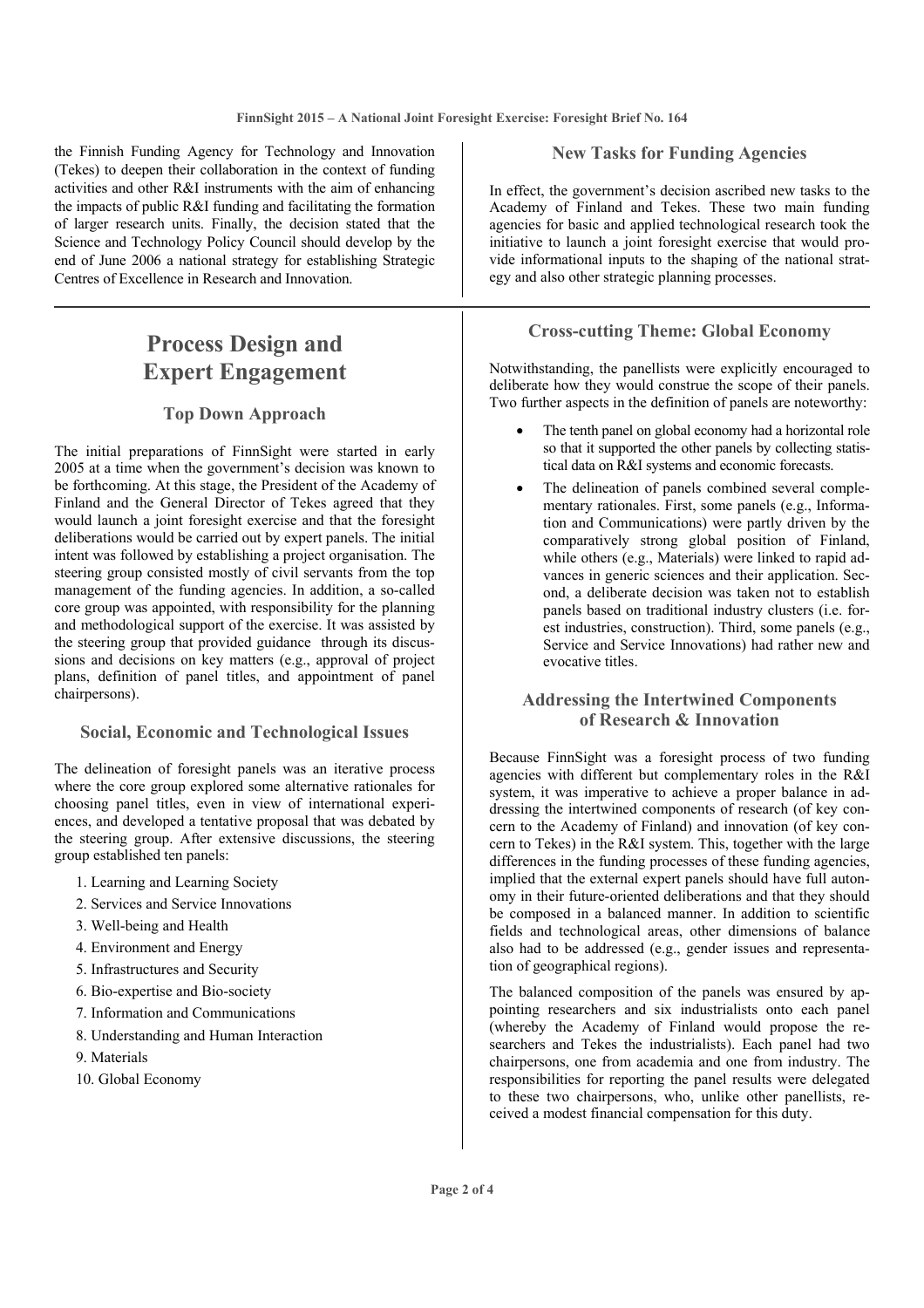the Finnish Funding Agency for Technology and Innovation (Tekes) to deepen their collaboration in the context of funding activities and other R&I instruments with the aim of enhancing the impacts of public R&I funding and facilitating the formation of larger research units. Finally, the decision stated that the Science and Technology Policy Council should develop by the end of June 2006 a national strategy for establishing Strategic Centres of Excellence in Research and Innovation.

### New Tasks for Funding Agencies

In effect, the government's decision ascribed new tasks to the Academy of Finland and Tekes. These two main funding agencies for basic and applied technological research took the initiative to launch a joint foresight exercise that would provide informational inputs to the shaping of the national strategy and also other strategic planning processes.

## Process Design and Expert Engagement

### Top Down Approach

The initial preparations of FinnSight were started in early 2005 at a time when the government's decision was known to be forthcoming. At this stage, the President of the Academy of Finland and the General Director of Tekes agreed that they would launch a joint foresight exercise and that the foresight deliberations would be carried out by expert panels. The initial intent was followed by establishing a project organisation. The steering group consisted mostly of civil servants from the top management of the funding agencies. In addition, a so-called core group was appointed, with responsibility for the planning and methodological support of the exercise. It was assisted by the steering group that provided guidance through its discussions and decisions on key matters (e.g., approval of project plans, definition of panel titles, and appointment of panel chairpersons).

### Social, Economic and Technological Issues

The delineation of foresight panels was an iterative process where the core group explored some alternative rationales for choosing panel titles, even in view of international experiences, and developed a tentative proposal that was debated by the steering group. After extensive discussions, the steering group established ten panels:

1. Learning and Learning Society
2. Services and Service Innovations
3. Well-being and Health
4. Environment and Energy
5. Infrastructures and Security
6. Bio-expertise and Bio-society
7. Information and Communications
8. Understanding and Human Interaction
9. Materials
10. Global Economy

### Cross-cutting Theme: Global Economy

Notwithstanding, the panellists were explicitly encouraged to deliberate how they would construe the scope of their panels. Two further aspects in the definition of panels are noteworthy:

- The tenth panel on global economy had a horizontal role so that it supported the other panels by collecting statistical data on R&I systems and economic forecasts.
- The delineation of panels combined several complementary rationales. First, some panels (e.g., Information and Communications) were partly driven by the comparatively strong global position of Finland, while others (e.g., Materials) were linked to rapid advances in generic sciences and their application. Second, a deliberate decision was taken not to establish panels based on traditional industry clusters (i.e. forest industries, construction). Third, some panels (e.g., Service and Service Innovations) had rather new and evocative titles.

### Addressing the Intertwined Components of Research & Innovation

Because FinnSight was a foresight process of two funding agencies with different but complementary roles in the R&I system, it was imperative to achieve a proper balance in addressing the intertwined components of research (of key concern to the Academy of Finland) and innovation (of key concern to Tekes) in the R&I system. This, together with the large differences in the funding processes of these funding agencies, implied that the external expert panels should have full autonomy in their future-oriented deliberations and that they should be composed in a balanced manner. In addition to scientific fields and technological areas, other dimensions of balance also had to be addressed (e.g., gender issues and representation of geographical regions).

The balanced composition of the panels was ensured by appointing researchers and six industrialists onto each panel (whereby the Academy of Finland would propose the researchers and Tekes the industrialists). Each panel had two chairpersons, one from academia and one from industry. The responsibilities for reporting the panel results were delegated to these two chairpersons, who, unlike other panellists, received a modest financial compensation for this duty.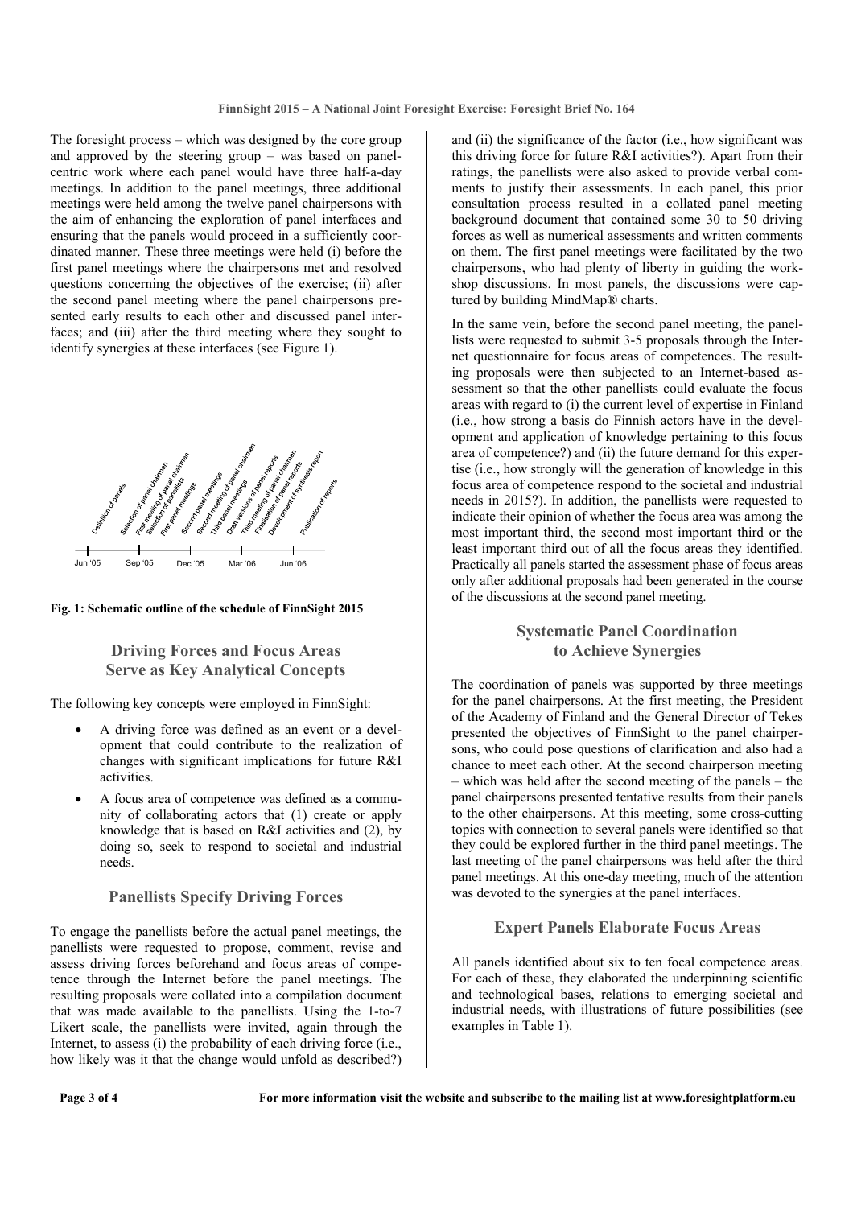The foresight process – which was designed by the core group and approved by the steering group – was based on panel-centric work where each panel would have three half-a-day meetings. In addition to the panel meetings, three additional meetings were held among the twelve panel chairpersons with the aim of enhancing the exploration of panel interfaces and ensuring that the panels would proceed in a sufficiently coordinated manner. These three meetings were held (i) before the first panel meetings where the chairpersons met and resolved questions concerning the objectives of the exercise; (ii) after the second panel meeting where the panel chairpersons presented early results to each other and discussed panel interfaces; and (iii) after the third meeting where they sought to identify synergies at these interfaces (see Figure 1).

Definition of panels, Selection of panel chairmen, First meeting of panel chairmen, Selection of panellists, First panel meetings, Second panel meetings, Second meeting of panel chairmen, Third panel meetings, Draft versions of panel reports, Third meeting of panel chairmen, Finalisation of panel reports, Development of synthesis report, Publication of reports

Jun '05 Sep '05 Dec '05 Mar '06 Jun '06

**Fig. 1: Schematic outline of the schedule of FinnSight 2015**

## Driving Forces and Focus Areas Serve as Key Analytical Concepts

The following key concepts were employed in FinnSight:

- A driving force was defined as an event or a development that could contribute to the realization of changes with significant implications for future R&I activities.
- A focus area of competence was defined as a community of collaborating actors that (1) create or apply knowledge that is based on R&I activities and (2), by doing so, seek to respond to societal and industrial needs.

## Panellists Specify Driving Forces

To engage the panellists before the actual panel meetings, the panellists were requested to propose, comment, revise and assess driving forces beforehand and focus areas of competence through the Internet before the panel meetings. The resulting proposals were collated into a compilation document that was made available to the panellists. Using the 1-to-7 Likert scale, the panellists were invited, again through the Internet, to assess (i) the probability of each driving force (i.e., how likely was it that the change would unfold as described?) and (ii) the significance of the factor (i.e., how significant was this driving force for future R&I activities?). Apart from their ratings, the panellists were also asked to provide verbal comments to justify their assessments. In each panel, this prior consultation process resulted in a collated panel meeting background document that contained some 30 to 50 driving forces as well as numerical assessments and written comments on them. The first panel meetings were facilitated by the two chairpersons, who had plenty of liberty in guiding the workshop discussions. In most panels, the discussions were captured by building MindMap® charts.

In the same vein, before the second panel meeting, the panellists were requested to submit 3-5 proposals through the Internet questionnaire for focus areas of competences. The resulting proposals were then subjected to an Internet-based assessment so that the other panellists could evaluate the focus areas with regard to (i) the current level of expertise in Finland (i.e., how strong a basis do Finnish actors have in the development and application of knowledge pertaining to this focus area of competence?) and (ii) the future demand for this expertise (i.e., how strongly will the generation of knowledge in this focus area of competence respond to the societal and industrial needs in 2015?). In addition, the panellists were requested to indicate their opinion of whether the focus area was among the most important third, the second most important third or the least important third out of all the focus areas they identified. Practically all panels started the assessment phase of focus areas only after additional proposals had been generated in the course of the discussions at the second panel meeting.

## Systematic Panel Coordination to Achieve Synergies

The coordination of panels was supported by three meetings for the panel chairpersons. At the first meeting, the President of the Academy of Finland and the General Director of Tekes presented the objectives of FinnSight to the panel chairpersons, who could pose questions of clarification and also had a chance to meet each other. At the second chairperson meeting – which was held after the second meeting of the panels – the panel chairpersons presented tentative results from their panels to the other chairpersons. At this meeting, some cross-cutting topics with connection to several panels were identified so that they could be explored further in the third panel meetings. The last meeting of the panel chairpersons was held after the third panel meetings. At this one-day meeting, much of the attention was devoted to the synergies at the panel interfaces.

## Expert Panels Elaborate Focus Areas

All panels identified about six to ten focal competence areas. For each of these, they elaborated the underpinning scientific and technological bases, relations to emerging societal and industrial needs, with illustrations of future possibilities (see examples in Table 1).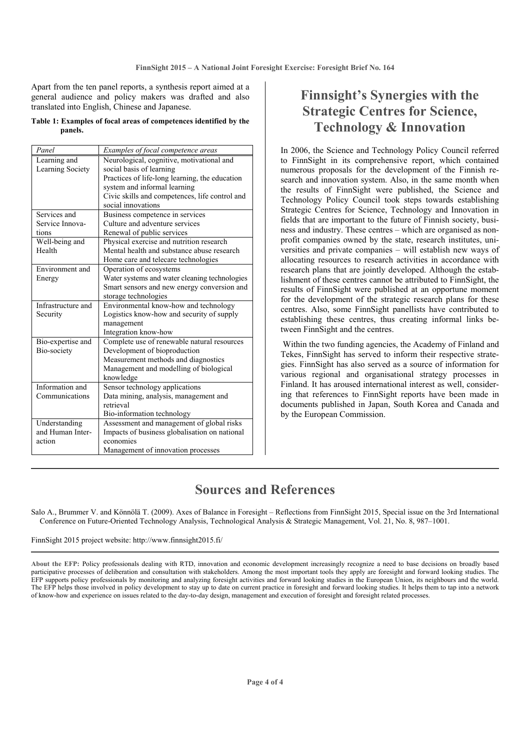Apart from the ten panel reports, a synthesis report aimed at a general audience and policy makers was drafted and also translated into English, Chinese and Japanese.

**Table 1: Examples of focal areas of competences identified by the panels.**

| *Panel* | *Examples of focal competence areas* |
| --- | --- |
| Learning and Learning Society | Neurological, cognitive, motivational and social basis of learning<br>Practices of life-long learning, the education system and informal learning<br>Civic skills and competences, life control and social innovations |
| Services and Service Innovations | Business competence in services<br>Culture and adventure services<br>Renewal of public services |
| Well-being and Health | Physical exercise and nutrition research<br>Mental health and substance abuse research<br>Home care and telecare technologies |
| Environment and Energy | Operation of ecosystems<br>Water systems and water cleaning technologies<br>Smart sensors and new energy conversion and storage technologies |
| Infrastructure and Security | Environmental know-how and technology<br>Logistics know-how and security of supply management<br>Integration know-how |
| Bio-expertise and Bio-society | Complete use of renewable natural resources<br>Development of bioproduction<br>Measurement methods and diagnostics<br>Management and modelling of biological knowledge |
| Information and Communications | Sensor technology applications<br>Data mining, analysis, management and retrieval<br>Bio-information technology |
| Understanding and Human Interaction | Assessment and management of global risks<br>Impacts of business globalisation on national economies<br>Management of innovation processes |

# Finnsight's Synergies with the Strategic Centres for Science, Technology & Innovation

In 2006, the Science and Technology Policy Council referred to FinnSight in its comprehensive report, which contained numerous proposals for the development of the Finnish research and innovation system. Also, in the same month when the results of FinnSight were published, the Science and Technology Policy Council took steps towards establishing Strategic Centres for Science, Technology and Innovation in fields that are important to the future of Finnish society, business and industry. These centres – which are organised as non-profit companies owned by the state, research institutes, universities and private companies – will establish new ways of allocating resources to research activities in accordance with research plans that are jointly developed. Although the establishment of these centres cannot be attributed to FinnSight, the results of FinnSight were published at an opportune moment for the development of the strategic research plans for these centres. Also, some FinnSight panellists have contributed to establishing these centres, thus creating informal links between FinnSight and the centres.

Within the two funding agencies, the Academy of Finland and Tekes, FinnSight has served to inform their respective strategies. FinnSight has also served as a source of information for various regional and organisational strategy processes in Finland. It has aroused international interest as well, considering that references to FinnSight reports have been made in documents published in Japan, South Korea and Canada and by the European Commission.

# Sources and References

Salo A., Brummer V. and Könnölä T. (2009). Axes of Balance in Foresight – Reflections from FinnSight 2015, Special issue on the 3rd International Conference on Future-Oriented Technology Analysis, Technological Analysis & Strategic Management, Vol. 21, No. 8, 987–1001.

FinnSight 2015 project website: http://www.finnsight2015.fi/

**About the EFP:** Policy professionals dealing with RTD, innovation and economic development increasingly recognize a need to base decisions on broadly based participative processes of deliberation and consultation with stakeholders. Among the most important tools they apply are foresight and forward looking studies. The EFP supports policy professionals by monitoring and analyzing foresight activities and forward looking studies in the European Union, its neighbours and the world. The EFP helps those involved in policy development to stay up to date on current practice in foresight and forward looking studies. It helps them to tap into a network of know-how and experience on issues related to the day-to-day design, management and execution of foresight and foresight related processes.